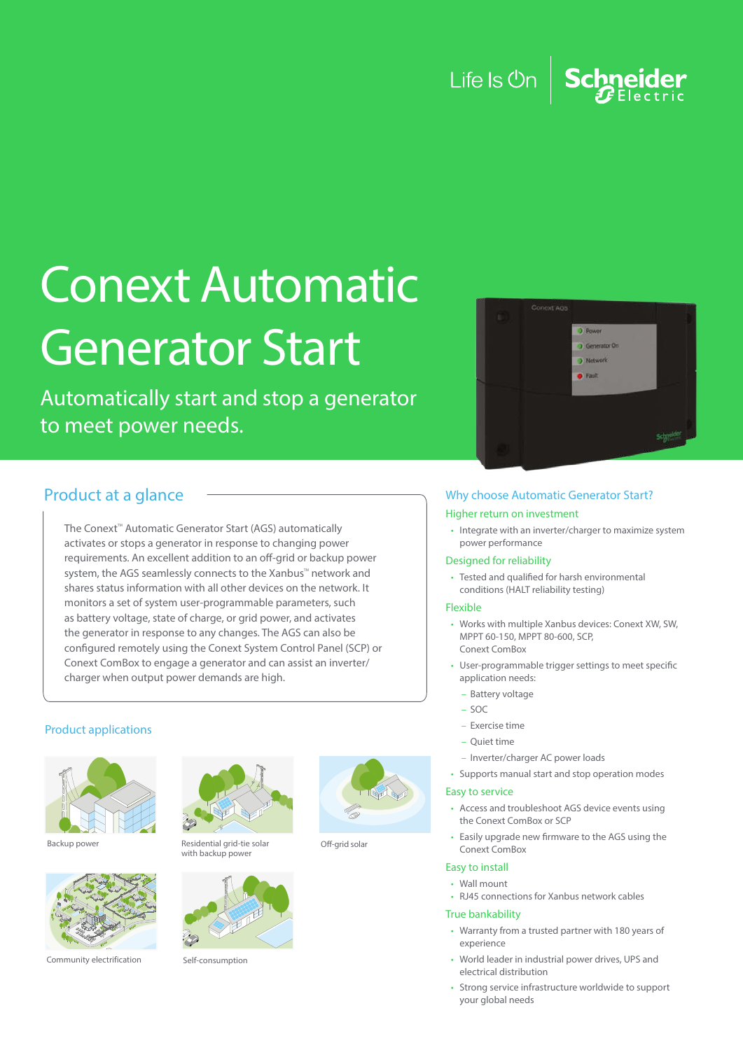Life Is On | Schneider Electric

# Conext Automatic Generator Start

Automatically start and stop a generator to meet power needs.

## Product at a glance

The Conext™ Automatic Generator Start (AGS) automatically activates or stops a generator in response to changing power requirements. An excellent addition to an off-grid or backup power system, the AGS seamlessly connects to the Xanbus™ network and shares status information with all other devices on the network. It monitors a set of system user-programmable parameters, such as battery voltage, state of charge, or grid power, and activates the generator in response to any changes. The AGS can also be configured remotely using the Conext System Control Panel (SCP) or Conext ComBox to engage a generator and can assist an inverter/charger when output power demands are high.

## Product applications

Backup power

Residential grid-tie solar with backup power

Off-grid solar

Community electrification

Self-consumption

## Why choose Automatic Generator Start?

### Higher return on investment

- Integrate with an inverter/charger to maximize system power performance

### Designed for reliability

- Tested and qualified for harsh environmental conditions (HALT reliability testing)

### Flexible

- Works with multiple Xanbus devices: Conext XW, SW, MPPT 60-150, MPPT 80-600, SCP, Conext ComBox
- User-programmable trigger settings to meet specific application needs:
  - Battery voltage
  - SOC
  - Exercise time
  - Quiet time
  - Inverter/charger AC power loads
- Supports manual start and stop operation modes

### Easy to service

- Access and troubleshoot AGS device events using the Conext ComBox or SCP
- Easily upgrade new firmware to the AGS using the Conext ComBox

### Easy to install

- Wall mount
- RJ45 connections for Xanbus network cables

### True bankability

- Warranty from a trusted partner with 180 years of experience
- World leader in industrial power drives, UPS and electrical distribution
- Strong service infrastructure worldwide to support your global needs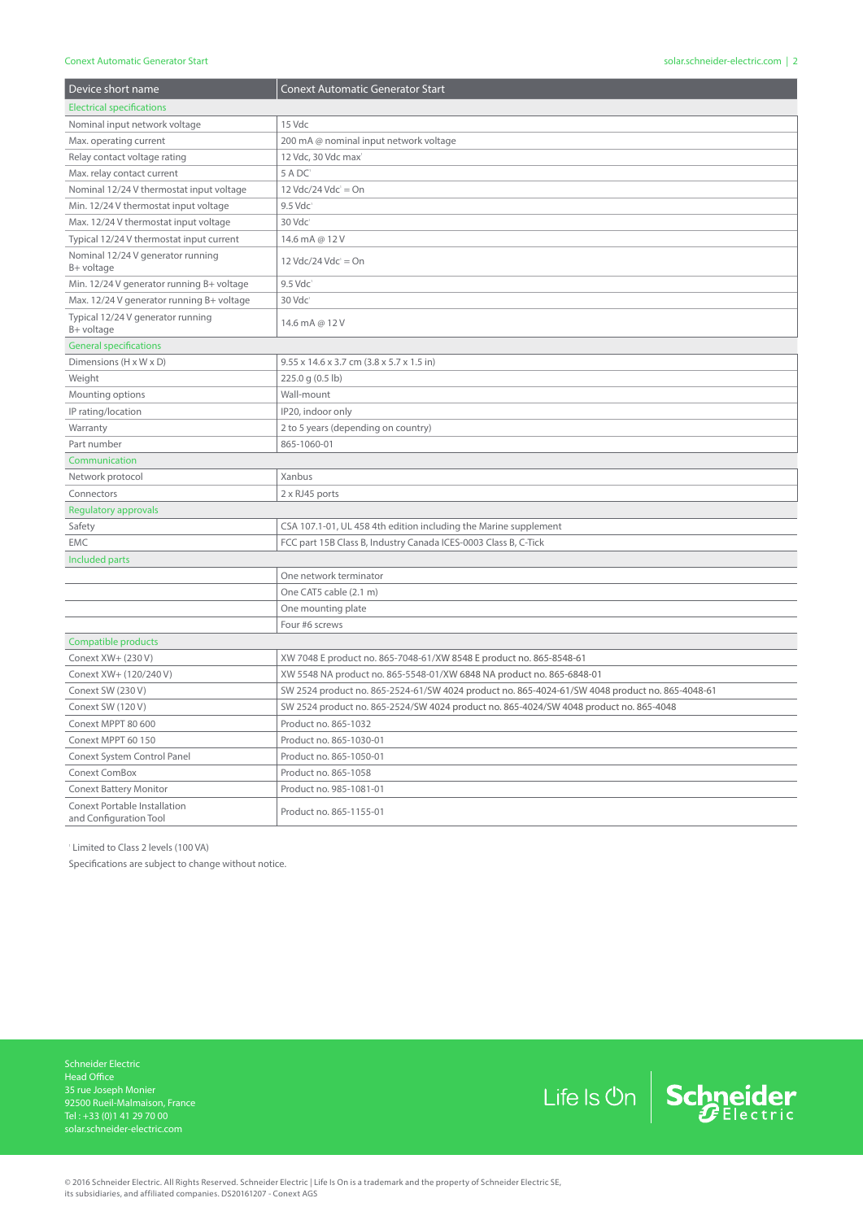| Device short name | Conext Automatic Generator Start |
|---|---|
| **Electrical specifications** | |
| Nominal input network voltage | 15 Vdc |
| Max. operating current | 200 mA @ nominal input network voltage |
| Relay contact voltage rating | 12 Vdc, 30 Vdc max[1] |
| Max. relay contact current | 5 A DC[1] |
| Nominal 12/24 V thermostat input voltage | 12 Vdc/24 Vdc[1] = On |
| Min. 12/24 V thermostat input voltage | 9.5 Vdc[1] |
| Max. 12/24 V thermostat input voltage | 30 Vdc[1] |
| Typical 12/24 V thermostat input current | 14.6 mA @ 12 V |
| Nominal 12/24 V generator running B+ voltage | 12 Vdc/24 Vdc[1] = On |
| Min. 12/24 V generator running B+ voltage | 9.5 Vdc[1] |
| Max. 12/24 V generator running B+ voltage | 30 Vdc[1] |
| Typical 12/24 V generator running B+ voltage | 14.6 mA @ 12 V |
| **General specifications** | |
| Dimensions (H x W x D) | 9.55 x 14.6 x 3.7 cm (3.8 x 5.7 x 1.5 in) |
| Weight | 225.0 g (0.5 lb) |
| Mounting options | Wall-mount |
| IP rating/location | IP20, indoor only |
| Warranty | 2 to 5 years (depending on country) |
| Part number | 865-1060-01 |
| **Communication** | |
| Network protocol | Xanbus |
| Connectors | 2 x RJ45 ports |
| **Regulatory approvals** | |
| Safety | CSA 107.1-01, UL 458 4th edition including the Marine supplement |
| EMC | FCC part 15B Class B, Industry Canada ICES-0003 Class B, C-Tick |
| **Included parts** | |
| | One network terminator |
| | One CAT5 cable (2.1 m) |
| | One mounting plate |
| | Four #6 screws |
| **Compatible products** | |
| Conext XW+ (230 V) | XW 7048 E product no. 865-7048-61/XW 8548 E product no. 865-8548-61 |
| Conext XW+ (120/240 V) | XW 5548 NA product no. 865-5548-01/XW 6848 NA product no. 865-6848-01 |
| Conext SW (230 V) | SW 2524 product no. 865-2524-61/SW 4024 product no. 865-4024-61/SW 4048 product no. 865-4048-61 |
| Conext SW (120 V) | SW 2524 product no. 865-2524/SW 4024 product no. 865-4024/SW 4048 product no. 865-4048 |
| Conext MPPT 80 600 | Product no. 865-1032 |
| Conext MPPT 60 150 | Product no. 865-1030-01 |
| Conext System Control Panel | Product no. 865-1050-01 |
| Conext ComBox | Product no. 865-1058 |
| Conext Battery Monitor | Product no. 985-1081-01 |
| Conext Portable Installation and Configuration Tool | Product no. 865-1155-01 |

[1] Limited to Class 2 levels (100 VA)

Specifications are subject to change without notice.

Schneider Electric
Head Office
35 rue Joseph Monier
92500 Rueil-Malmaison, France
Tel : +33 (0)1 41 29 70 00
solar.schneider-electric.com

Life Is On | Schneider Electric

© 2016 Schneider Electric. All Rights Reserved. Schneider Electric | Life Is On is a trademark and the property of Schneider Electric SE, its subsidiaries, and affiliated companies. DS20161207 - Conext AGS